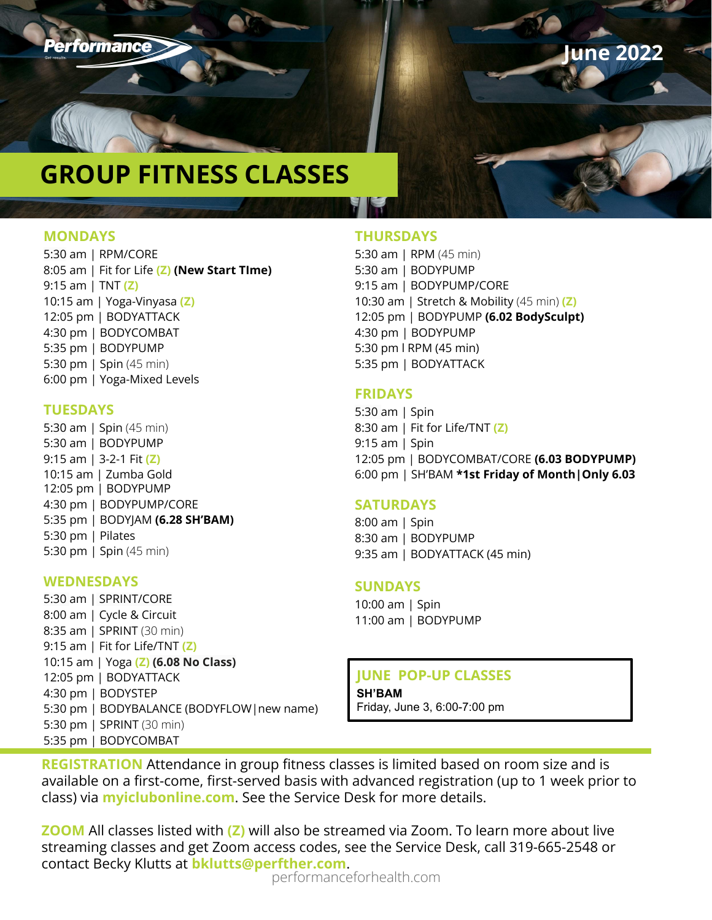Performance

June 2022

# GROUP FITNESS CLASSES

## MONDAYS

5:30 am | RPM/CORE
8:05 am | Fit for Life (Z) **(New Start TIme)**
9:15 am | TNT (Z)
10:15 am | Yoga-Vinyasa (Z)
12:05 pm | BODYATTACK
4:30 pm | BODYCOMBAT
5:35 pm | BODYPUMP
5:30 pm | Spin (45 min)
6:00 pm | Yoga-Mixed Levels

## TUESDAYS

5:30 am | Spin (45 min)
5:30 am | BODYPUMP
9:15 am | 3-2-1 Fit (Z)
10:15 am | Zumba Gold
12:05 pm | BODYPUMP
4:30 pm | BODYPUMP/CORE
5:35 pm | BODYJAM **(6.28 SH'BAM)**
5:30 pm | Pilates
5:30 pm | Spin (45 min)

## WEDNESDAYS

5:30 am | SPRINT/CORE
8:00 am | Cycle & Circuit
8:35 am | SPRINT (30 min)
9:15 am | Fit for Life/TNT (Z)
10:15 am | Yoga (Z) **(6.08 No Class)**
12:05 pm | BODYATTACK
4:30 pm | BODYSTEP
5:30 pm | BODYBALANCE (BODYFLOW|new name)
5:30 pm | SPRINT (30 min)
5:35 pm | BODYCOMBAT

## THURSDAYS

5:30 am | RPM (45 min)
5:30 am | BODYPUMP
9:15 am | BODYPUMP/CORE
10:30 am | Stretch & Mobility (45 min) (Z)
12:05 pm | BODYPUMP **(6.02 BodySculpt)**
4:30 pm | BODYPUMP
5:30 pm l RPM (45 min)
5:35 pm | BODYATTACK

## FRIDAYS

5:30 am | Spin
8:30 am | Fit for Life/TNT (Z)
9:15 am | Spin
12:05 pm | BODYCOMBAT/CORE **(6.03 BODYPUMP)**
6:00 pm | SH'BAM ***1st Friday of Month|Only 6.03**

## SATURDAYS

8:00 am | Spin
8:30 am | BODYPUMP
9:35 am | BODYATTACK (45 min)

## SUNDAYS

10:00 am | Spin
11:00 am | BODYPUMP

## JUNE POP-UP CLASSES

**SH'BAM**
Friday, June 3, 6:00-7:00 pm

**REGISTRATION** Attendance in group fitness classes is limited based on room size and is available on a first-come, first-served basis with advanced registration (up to 1 week prior to class) via **myiclubonline.com**. See the Service Desk for more details.

**ZOOM** All classes listed with **(Z)** will also be streamed via Zoom. To learn more about live streaming classes and get Zoom access codes, see the Service Desk, call 319-665-2548 or contact Becky Klutts at **bklutts@perfther.com**.

performanceforhealth.com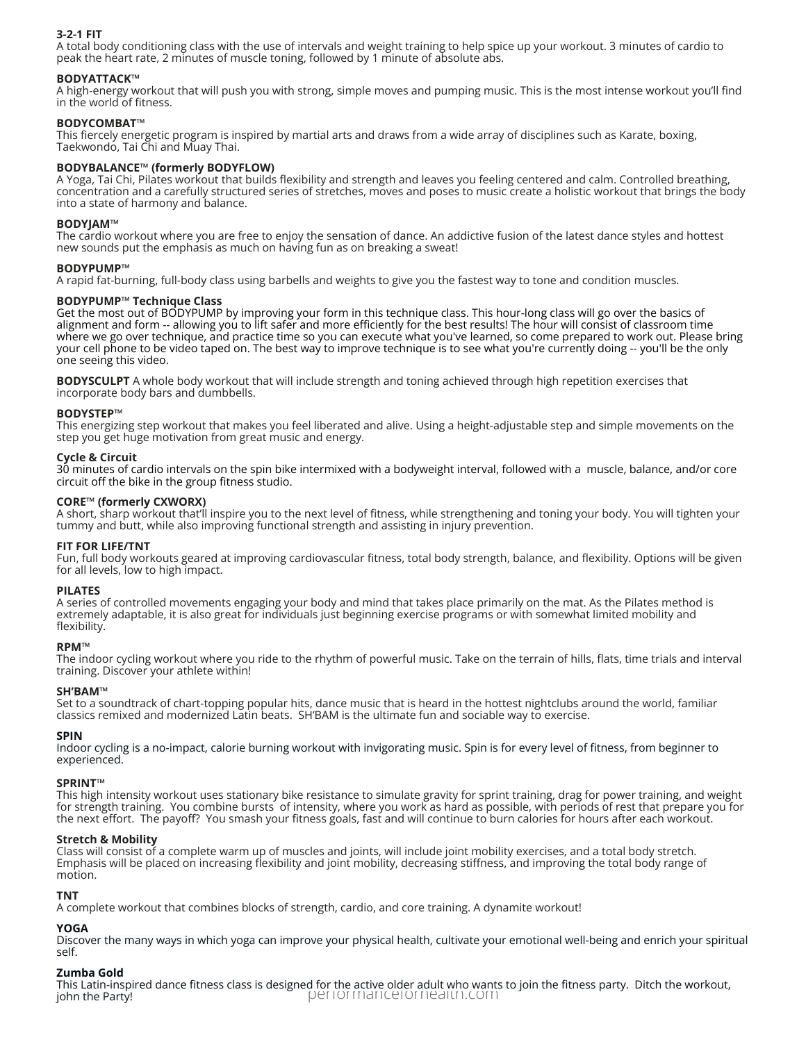**3-2-1 FIT**
A total body conditioning class with the use of intervals and weight training to help spice up your workout. 3 minutes of cardio to peak the heart rate, 2 minutes of muscle toning, followed by 1 minute of absolute abs.

**BODYATTACK™**
A high-energy workout that will push you with strong, simple moves and pumping music. This is the most intense workout you'll find in the world of fitness.

**BODYCOMBAT™**
This fiercely energetic program is inspired by martial arts and draws from a wide array of disciplines such as Karate, boxing, Taekwondo, Tai Chi and Muay Thai.

**BODYBALANCE™ (formerly BODYFLOW)**
A Yoga, Tai Chi, Pilates workout that builds flexibility and strength and leaves you feeling centered and calm. Controlled breathing, concentration and a carefully structured series of stretches, moves and poses to music create a holistic workout that brings the body into a state of harmony and balance.

**BODYJAM™**
The cardio workout where you are free to enjoy the sensation of dance. An addictive fusion of the latest dance styles and hottest new sounds put the emphasis as much on having fun as on breaking a sweat!

**BODYPUMP™**
A rapid fat-burning, full-body class using barbells and weights to give you the fastest way to tone and condition muscles.

**BODYPUMP™ Technique Class**
Get the most out of BODYPUMP by improving your form in this technique class. This hour-long class will go over the basics of alignment and form -- allowing you to lift safer and more efficiently for the best results! The hour will consist of classroom time where we go over technique, and practice time so you can execute what you've learned, so come prepared to work out. Please bring your cell phone to be video taped on. The best way to improve technique is to see what you're currently doing -- you'll be the only one seeing this video.

**BODYSCULPT** A whole body workout that will include strength and toning achieved through high repetition exercises that incorporate body bars and dumbbells.

**BODYSTEP™**
This energizing step workout that makes you feel liberated and alive. Using a height-adjustable step and simple movements on the step you get huge motivation from great music and energy.

**Cycle & Circuit**
30 minutes of cardio intervals on the spin bike intermixed with a bodyweight interval, followed with a muscle, balance, and/or core circuit off the bike in the group fitness studio.

**CORE™ (formerly CXWORX)**
A short, sharp workout that'll inspire you to the next level of fitness, while strengthening and toning your body. You will tighten your tummy and butt, while also improving functional strength and assisting in injury prevention.

**FIT FOR LIFE/TNT**
Fun, full body workouts geared at improving cardiovascular fitness, total body strength, balance, and flexibility. Options will be given for all levels, low to high impact.

**PILATES**
A series of controlled movements engaging your body and mind that takes place primarily on the mat. As the Pilates method is extremely adaptable, it is also great for individuals just beginning exercise programs or with somewhat limited mobility and flexibility.

**RPM™**
The indoor cycling workout where you ride to the rhythm of powerful music. Take on the terrain of hills, flats, time trials and interval training. Discover your athlete within!

**SH'BAM™**
Set to a soundtrack of chart-topping popular hits, dance music that is heard in the hottest nightclubs around the world, familiar classics remixed and modernized Latin beats. SH'BAM is the ultimate fun and sociable way to exercise.

**SPIN**
Indoor cycling is a no-impact, calorie burning workout with invigorating music. Spin is for every level of fitness, from beginner to experienced.

**SPRINT™**
This high intensity workout uses stationary bike resistance to simulate gravity for sprint training, drag for power training, and weight for strength training. You combine bursts of intensity, where you work as hard as possible, with periods of rest that prepare you for the next effort. The payoff? You smash your fitness goals, fast and will continue to burn calories for hours after each workout.

**Stretch & Mobility**
Class will consist of a complete warm up of muscles and joints, will include joint mobility exercises, and a total body stretch. Emphasis will be placed on increasing flexibility and joint mobility, decreasing stiffness, and improving the total body range of motion.

**TNT**
A complete workout that combines blocks of strength, cardio, and core training. A dynamite workout!

**YOGA**
Discover the many ways in which yoga can improve your physical health, cultivate your emotional well-being and enrich your spiritual self.

**Zumba Gold**
This Latin-inspired dance fitness class is designed for the active older adult who wants to join the fitness party. Ditch the workout, john the Party!

performanceforhealth.com